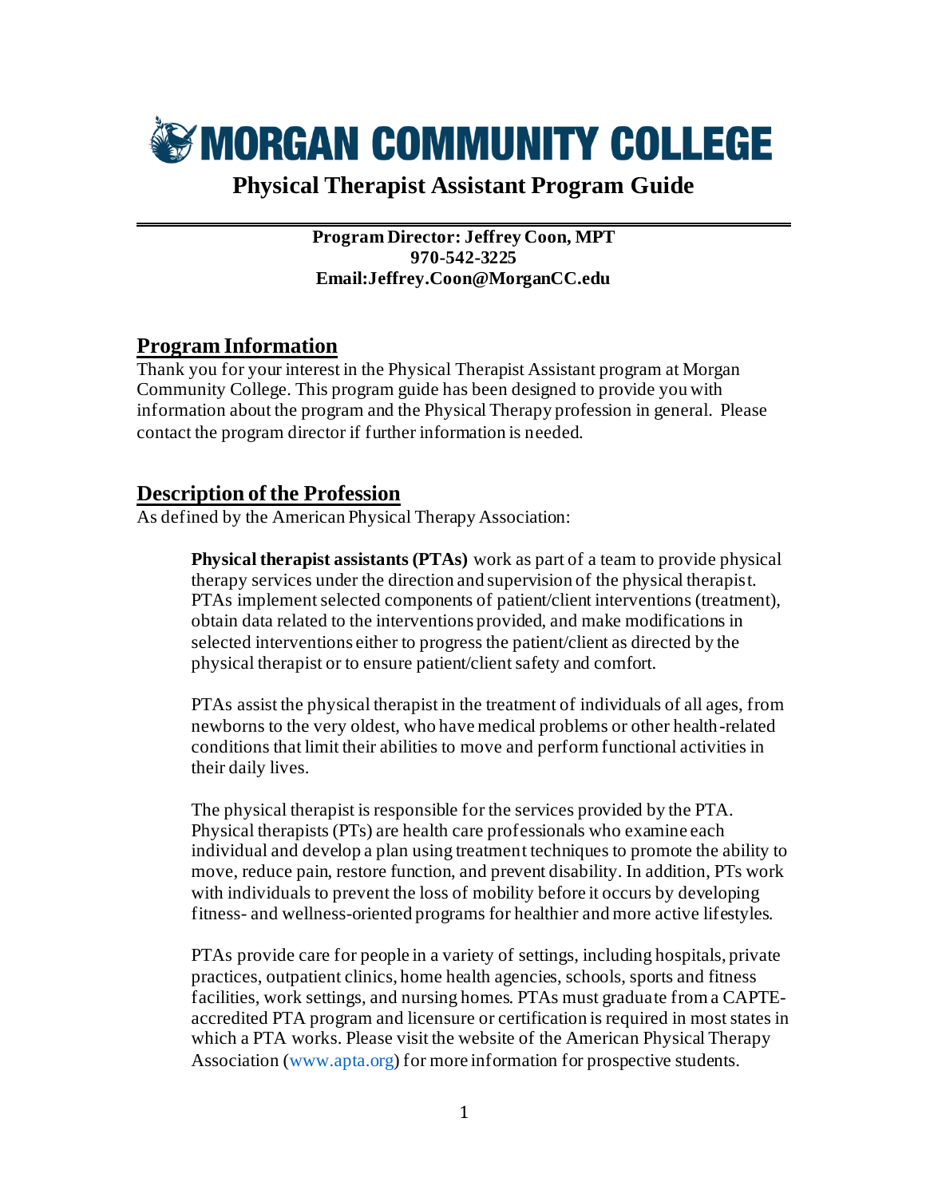# MORGAN COMMUNITY COLLEGE

## Physical Therapist Assistant Program Guide

**Program Director: Jeffrey Coon, MPT**
**970-542-3225**
**Email:Jeffrey.Coon@MorganCC.edu**

## Program Information

Thank you for your interest in the Physical Therapist Assistant program at Morgan Community College. This program guide has been designed to provide you with information about the program and the Physical Therapy profession in general. Please contact the program director if further information is needed.

## Description of the Profession

As defined by the American Physical Therapy Association:

> **Physical therapist assistants (PTAs)** work as part of a team to provide physical therapy services under the direction and supervision of the physical therapist. PTAs implement selected components of patient/client interventions (treatment), obtain data related to the interventions provided, and make modifications in selected interventions either to progress the patient/client as directed by the physical therapist or to ensure patient/client safety and comfort.
>
> PTAs assist the physical therapist in the treatment of individuals of all ages, from newborns to the very oldest, who have medical problems or other health-related conditions that limit their abilities to move and perform functional activities in their daily lives.
>
> The physical therapist is responsible for the services provided by the PTA. Physical therapists (PTs) are health care professionals who examine each individual and develop a plan using treatment techniques to promote the ability to move, reduce pain, restore function, and prevent disability. In addition, PTs work with individuals to prevent the loss of mobility before it occurs by developing fitness- and wellness-oriented programs for healthier and more active lifestyles.
>
> PTAs provide care for people in a variety of settings, including hospitals, private practices, outpatient clinics, home health agencies, schools, sports and fitness facilities, work settings, and nursing homes. PTAs must graduate from a CAPTE-accredited PTA program and licensure or certification is required in most states in which a PTA works. Please visit the website of the American Physical Therapy Association (www.apta.org) for more information for prospective students.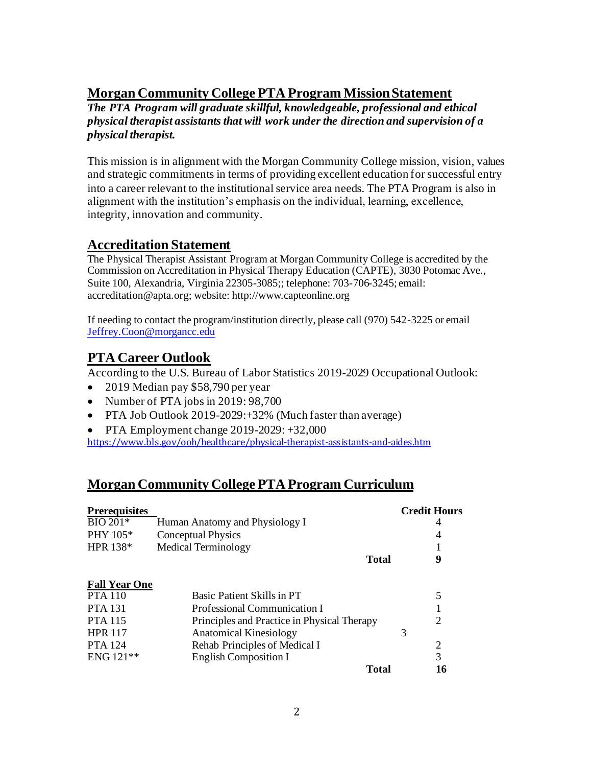## Morgan Community College PTA Program Mission Statement

***The PTA Program will graduate skillful, knowledgeable, professional and ethical physical therapist assistants that will work under the direction and supervision of a physical therapist.***

This mission is in alignment with the Morgan Community College mission, vision, values and strategic commitments in terms of providing excellent education for successful entry into a career relevant to the institutional service area needs. The PTA Program is also in alignment with the institution's emphasis on the individual, learning, excellence, integrity, innovation and community.

## Accreditation Statement

The Physical Therapist Assistant Program at Morgan Community College is accredited by the Commission on Accreditation in Physical Therapy Education (CAPTE), 3030 Potomac Ave., Suite 100, Alexandria, Virginia 22305-3085;; telephone: 703-706-3245; email: accreditation@apta.org; website: http://www.capteonline.org

If needing to contact the program/institution directly, please call (970) 542-3225 or email Jeffrey.Coon@morgancc.edu

## PTA Career Outlook

According to the U.S. Bureau of Labor Statistics 2019-2029 Occupational Outlook:

- 2019 Median pay $58,790 per year
- Number of PTA jobs in 2019: 98,700
- PTA Job Outlook 2019-2029:+32% (Much faster than average)
- PTA Employment change 2019-2029: +32,000

https://www.bls.gov/ooh/healthcare/physical-therapist-assistants-and-aides.htm

## Morgan Community College PTA Program Curriculum

| **Prerequisites** | | **Credit Hours** |
|---|---|---|
| BIO 201* | Human Anatomy and Physiology I | 4 |
| PHY 105* | Conceptual Physics | 4 |
| HPR 138* | Medical Terminology | 1 |
| | **Total** | **9** |

| **Fall Year One** | | |
|---|---|---|
| PTA 110 | Basic Patient Skills in PT | 5 |
| PTA 131 | Professional Communication I | 1 |
| PTA 115 | Principles and Practice in Physical Therapy | 2 |
| HPR 117 | Anatomical Kinesiology | 3 |
| PTA 124 | Rehab Principles of Medical I | 2 |
| ENG 121** | English Composition I | 3 |
| | **Total** | **16** |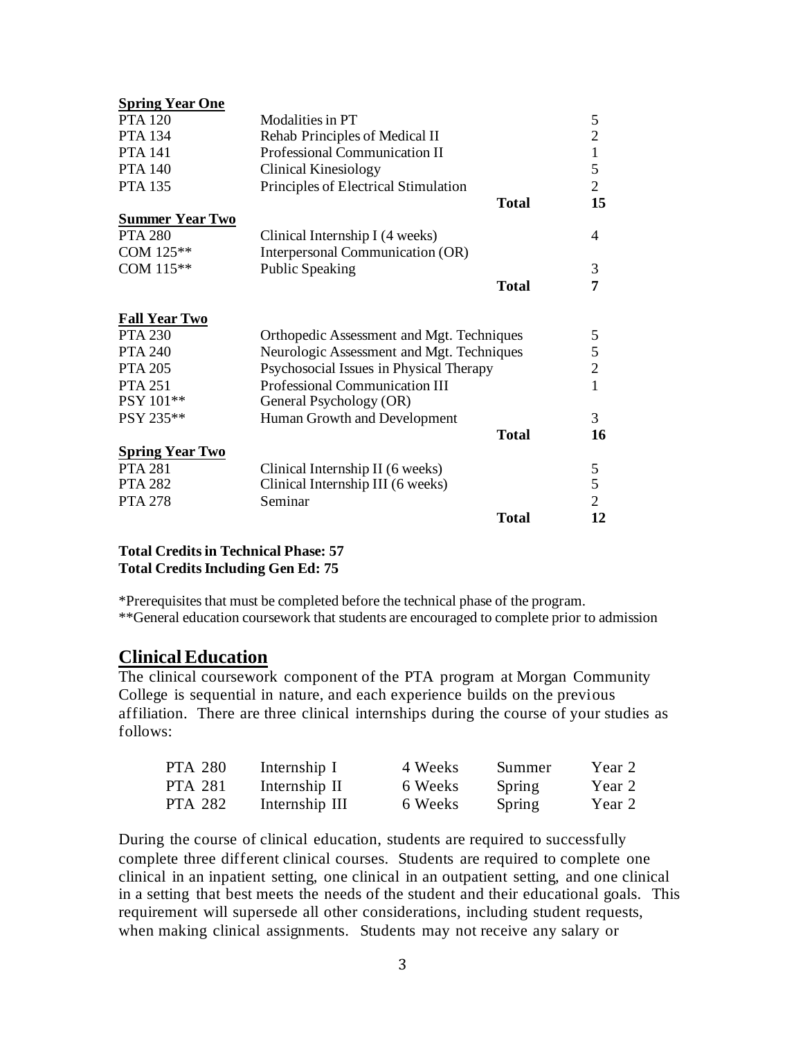| **Spring Year One** | | |
|---|---|---|
| PTA 120 | Modalities in PT | 5 |
| PTA 134 | Rehab Principles of Medical II | 2 |
| PTA 141 | Professional Communication II | 1 |
| PTA 140 | Clinical Kinesiology | 5 |
| PTA 135 | Principles of Electrical Stimulation | 2 |
| | **Total** | **15** |
| **Summer Year Two** | | |
| PTA 280 | Clinical Internship I (4 weeks) | 4 |
| COM 125** | Interpersonal Communication (OR) | |
| COM 115** | Public Speaking | 3 |
| | **Total** | **7** |
| **Fall Year Two** | | |
| PTA 230 | Orthopedic Assessment and Mgt. Techniques | 5 |
| PTA 240 | Neurologic Assessment and Mgt. Techniques | 5 |
| PTA 205 | Psychosocial Issues in Physical Therapy | 2 |
| PTA 251 | Professional Communication III | 1 |
| PSY 101** | General Psychology (OR) | |
| PSY 235** | Human Growth and Development | 3 |
| | **Total** | **16** |
| **Spring Year Two** | | |
| PTA 281 | Clinical Internship II (6 weeks) | 5 |
| PTA 282 | Clinical Internship III (6 weeks) | 5 |
| PTA 278 | Seminar | 2 |
| | **Total** | **12** |

**Total Credits in Technical Phase: 57**
**Total Credits Including Gen Ed: 75**

*Prerequisites that must be completed before the technical phase of the program.
**General education coursework that students are encouraged to complete prior to admission

## Clinical Education

The clinical coursework component of the PTA program at Morgan Community College is sequential in nature, and each experience builds on the previous affiliation. There are three clinical internships during the course of your studies as follows:

| | | | | |
|---|---|---|---|---|
| PTA 280 | Internship I | 4 Weeks | Summer | Year 2 |
| PTA 281 | Internship II | 6 Weeks | Spring | Year 2 |
| PTA 282 | Internship III | 6 Weeks | Spring | Year 2 |

During the course of clinical education, students are required to successfully complete three different clinical courses. Students are required to complete one clinical in an inpatient setting, one clinical in an outpatient setting, and one clinical in a setting that best meets the needs of the student and their educational goals. This requirement will supersede all other considerations, including student requests, when making clinical assignments. Students may not receive any salary or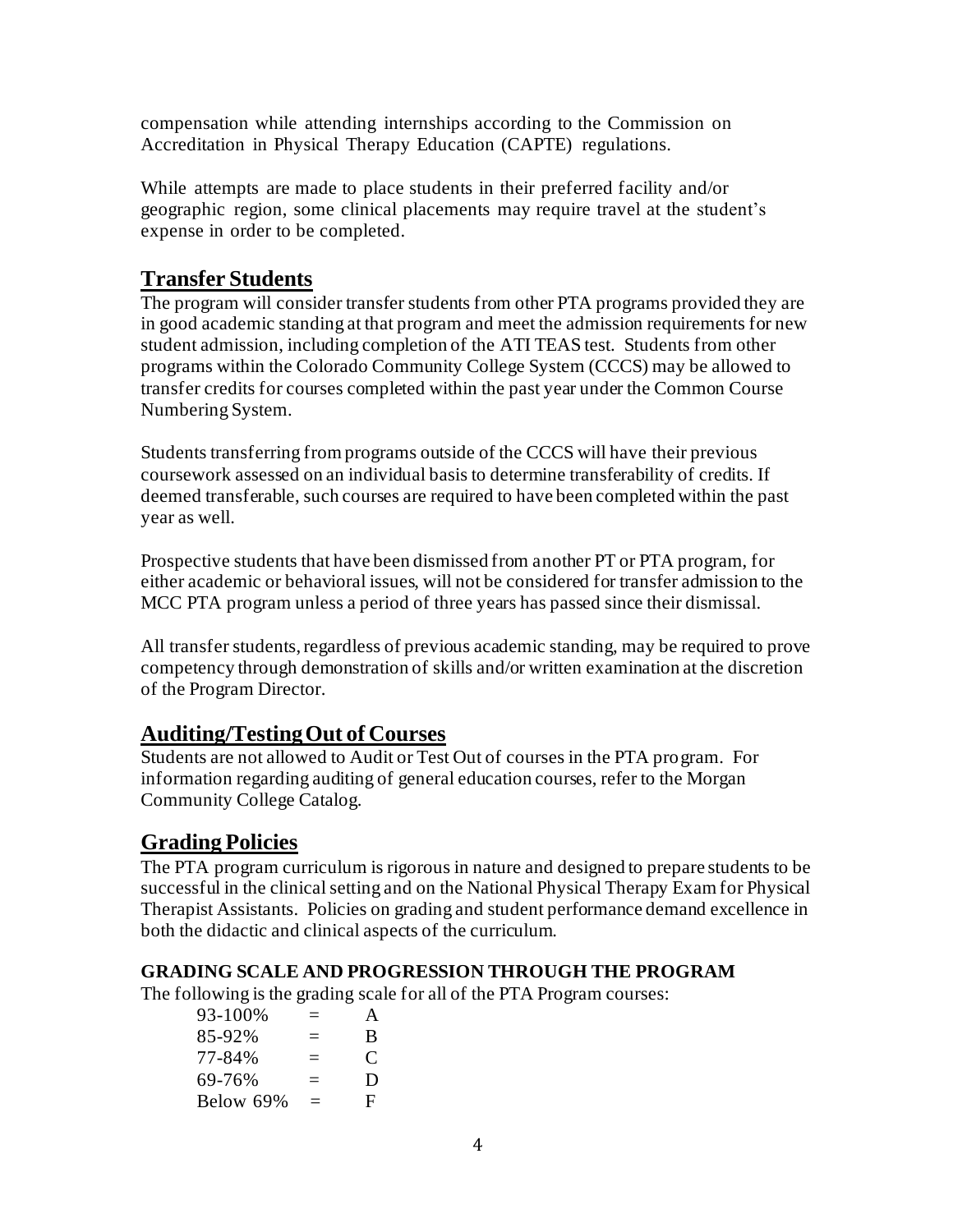compensation while attending internships according to the Commission on Accreditation in Physical Therapy Education (CAPTE) regulations.

While attempts are made to place students in their preferred facility and/or geographic region, some clinical placements may require travel at the student's expense in order to be completed.

## Transfer Students

The program will consider transfer students from other PTA programs provided they are in good academic standing at that program and meet the admission requirements for new student admission, including completion of the ATI TEAS test. Students from other programs within the Colorado Community College System (CCCS) may be allowed to transfer credits for courses completed within the past year under the Common Course Numbering System.

Students transferring from programs outside of the CCCS will have their previous coursework assessed on an individual basis to determine transferability of credits. If deemed transferable, such courses are required to have been completed within the past year as well.

Prospective students that have been dismissed from another PT or PTA program, for either academic or behavioral issues, will not be considered for transfer admission to the MCC PTA program unless a period of three years has passed since their dismissal.

All transfer students, regardless of previous academic standing, may be required to prove competency through demonstration of skills and/or written examination at the discretion of the Program Director.

## Auditing/Testing Out of Courses

Students are not allowed to Audit or Test Out of courses in the PTA program. For information regarding auditing of general education courses, refer to the Morgan Community College Catalog.

## Grading Policies

The PTA program curriculum is rigorous in nature and designed to prepare students to be successful in the clinical setting and on the National Physical Therapy Exam for Physical Therapist Assistants. Policies on grading and student performance demand excellence in both the didactic and clinical aspects of the curriculum.

### GRADING SCALE AND PROGRESSION THROUGH THE PROGRAM

The following is the grading scale for all of the PTA Program courses:

| | | |
|---|---|---|
| 93-100% | = | A |
| 85-92% | = | B |
| 77-84% | = | C |
| 69-76% | = | D |
| Below 69% | = | F |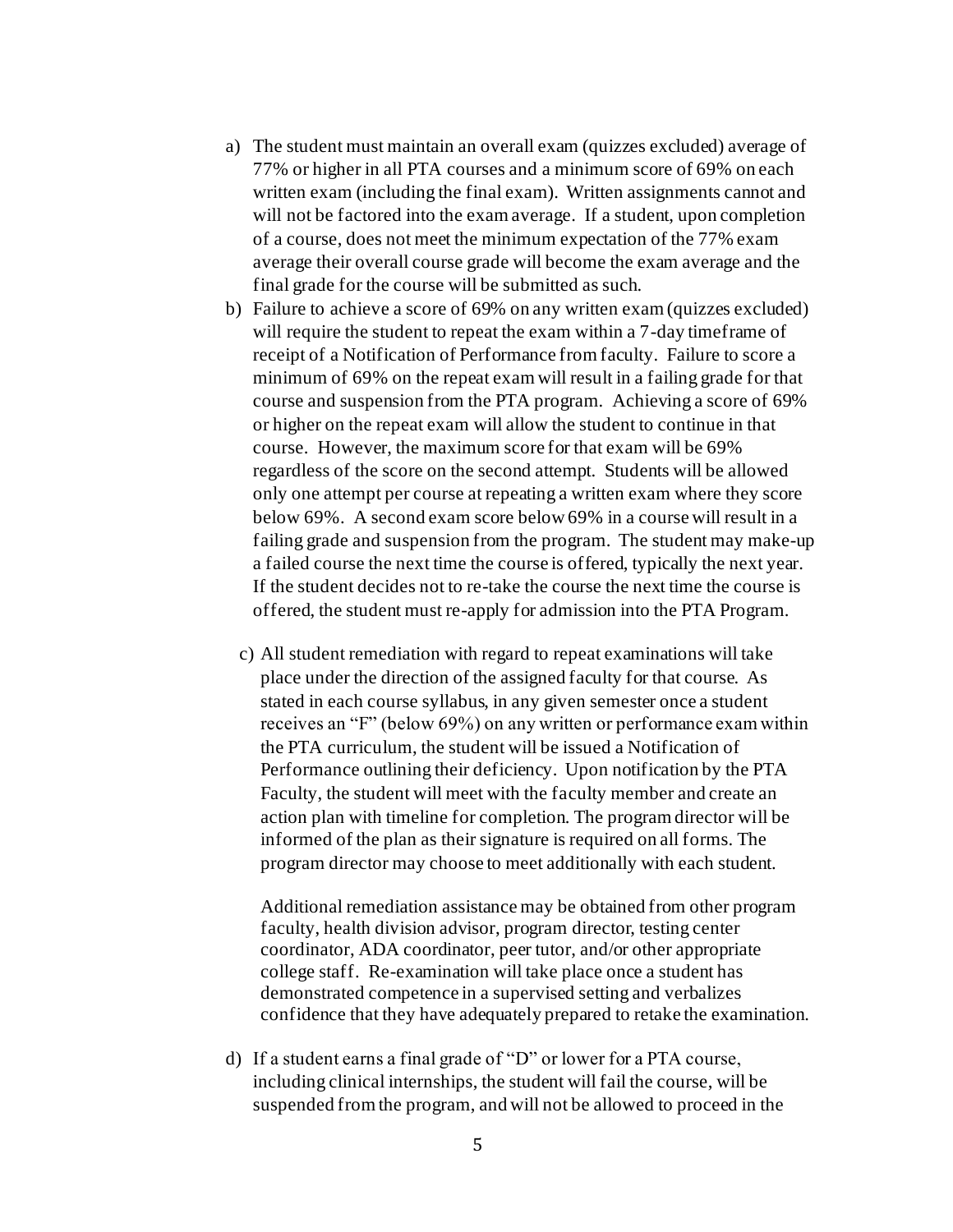a) The student must maintain an overall exam (quizzes excluded) average of 77% or higher in all PTA courses and a minimum score of 69% on each written exam (including the final exam). Written assignments cannot and will not be factored into the exam average. If a student, upon completion of a course, does not meet the minimum expectation of the 77% exam average their overall course grade will become the exam average and the final grade for the course will be submitted as such.

b) Failure to achieve a score of 69% on any written exam (quizzes excluded) will require the student to repeat the exam within a 7-day timeframe of receipt of a Notification of Performance from faculty. Failure to score a minimum of 69% on the repeat exam will result in a failing grade for that course and suspension from the PTA program. Achieving a score of 69% or higher on the repeat exam will allow the student to continue in that course. However, the maximum score for that exam will be 69% regardless of the score on the second attempt. Students will be allowed only one attempt per course at repeating a written exam where they score below 69%. A second exam score below 69% in a course will result in a failing grade and suspension from the program. The student may make-up a failed course the next time the course is offered, typically the next year. If the student decides not to re-take the course the next time the course is offered, the student must re-apply for admission into the PTA Program.

c) All student remediation with regard to repeat examinations will take place under the direction of the assigned faculty for that course. As stated in each course syllabus, in any given semester once a student receives an "F" (below 69%) on any written or performance exam within the PTA curriculum, the student will be issued a Notification of Performance outlining their deficiency. Upon notification by the PTA Faculty, the student will meet with the faculty member and create an action plan with timeline for completion. The program director will be informed of the plan as their signature is required on all forms. The program director may choose to meet additionally with each student.

   Additional remediation assistance may be obtained from other program faculty, health division advisor, program director, testing center coordinator, ADA coordinator, peer tutor, and/or other appropriate college staff. Re-examination will take place once a student has demonstrated competence in a supervised setting and verbalizes confidence that they have adequately prepared to retake the examination.

d) If a student earns a final grade of "D" or lower for a PTA course, including clinical internships, the student will fail the course, will be suspended from the program, and will not be allowed to proceed in the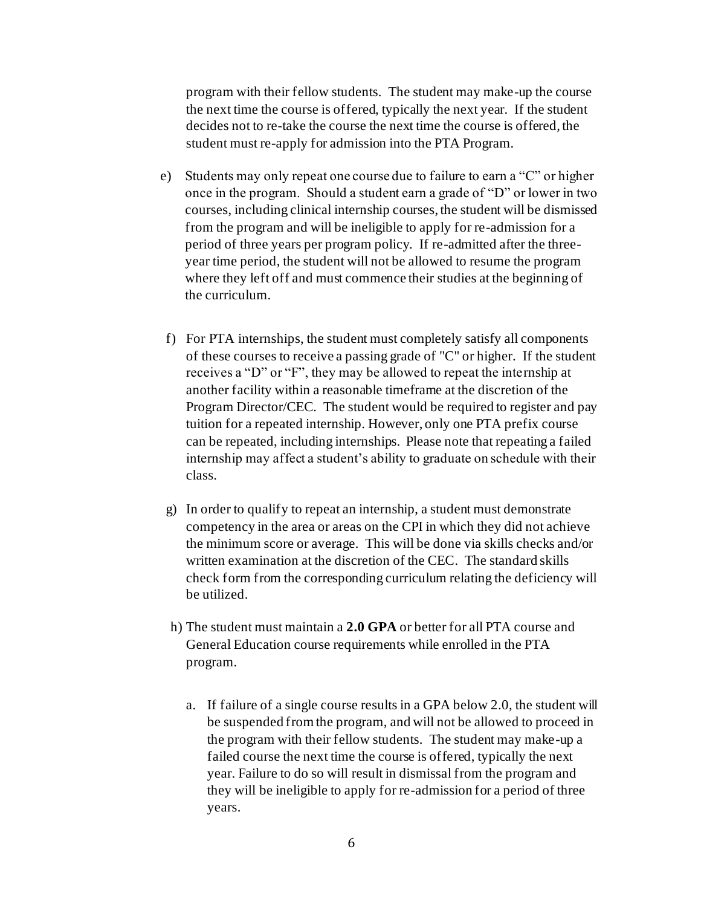program with their fellow students. The student may make-up the course the next time the course is offered, typically the next year. If the student decides not to re-take the course the next time the course is offered, the student must re-apply for admission into the PTA Program.

e) Students may only repeat one course due to failure to earn a "C" or higher once in the program. Should a student earn a grade of "D" or lower in two courses, including clinical internship courses, the student will be dismissed from the program and will be ineligible to apply for re-admission for a period of three years per program policy. If re-admitted after the three-year time period, the student will not be allowed to resume the program where they left off and must commence their studies at the beginning of the curriculum.

f) For PTA internships, the student must completely satisfy all components of these courses to receive a passing grade of "C" or higher. If the student receives a "D" or "F", they may be allowed to repeat the internship at another facility within a reasonable timeframe at the discretion of the Program Director/CEC. The student would be required to register and pay tuition for a repeated internship. However, only one PTA prefix course can be repeated, including internships. Please note that repeating a failed internship may affect a student's ability to graduate on schedule with their class.

g) In order to qualify to repeat an internship, a student must demonstrate competency in the area or areas on the CPI in which they did not achieve the minimum score or average. This will be done via skills checks and/or written examination at the discretion of the CEC. The standard skills check form from the corresponding curriculum relating the deficiency will be utilized.

h) The student must maintain a **2.0 GPA** or better for all PTA course and General Education course requirements while enrolled in the PTA program.

    a. If failure of a single course results in a GPA below 2.0, the student will be suspended from the program, and will not be allowed to proceed in the program with their fellow students. The student may make-up a failed course the next time the course is offered, typically the next year. Failure to do so will result in dismissal from the program and they will be ineligible to apply for re-admission for a period of three years.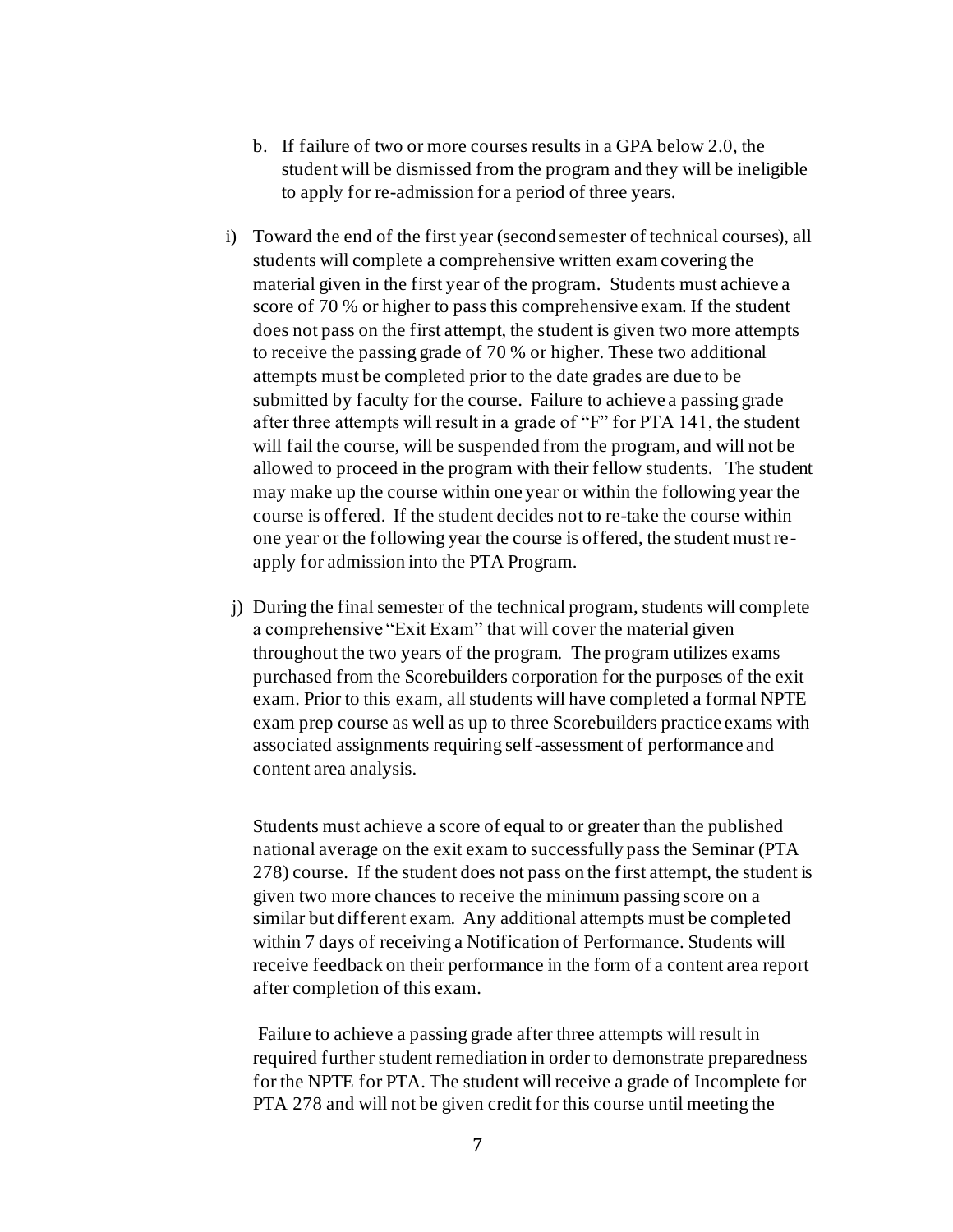b. If failure of two or more courses results in a GPA below 2.0, the student will be dismissed from the program and they will be ineligible to apply for re-admission for a period of three years.

i) Toward the end of the first year (second semester of technical courses), all students will complete a comprehensive written exam covering the material given in the first year of the program. Students must achieve a score of 70 % or higher to pass this comprehensive exam. If the student does not pass on the first attempt, the student is given two more attempts to receive the passing grade of 70 % or higher. These two additional attempts must be completed prior to the date grades are due to be submitted by faculty for the course. Failure to achieve a passing grade after three attempts will result in a grade of "F" for PTA 141, the student will fail the course, will be suspended from the program, and will not be allowed to proceed in the program with their fellow students. The student may make up the course within one year or within the following year the course is offered. If the student decides not to re-take the course within one year or the following year the course is offered, the student must re-apply for admission into the PTA Program.

j) During the final semester of the technical program, students will complete a comprehensive "Exit Exam" that will cover the material given throughout the two years of the program. The program utilizes exams purchased from the Scorebuilders corporation for the purposes of the exit exam. Prior to this exam, all students will have completed a formal NPTE exam prep course as well as up to three Scorebuilders practice exams with associated assignments requiring self-assessment of performance and content area analysis.

   Students must achieve a score of equal to or greater than the published national average on the exit exam to successfully pass the Seminar (PTA 278) course. If the student does not pass on the first attempt, the student is given two more chances to receive the minimum passing score on a similar but different exam. Any additional attempts must be completed within 7 days of receiving a Notification of Performance. Students will receive feedback on their performance in the form of a content area report after completion of this exam.

   Failure to achieve a passing grade after three attempts will result in required further student remediation in order to demonstrate preparedness for the NPTE for PTA. The student will receive a grade of Incomplete for PTA 278 and will not be given credit for this course until meeting the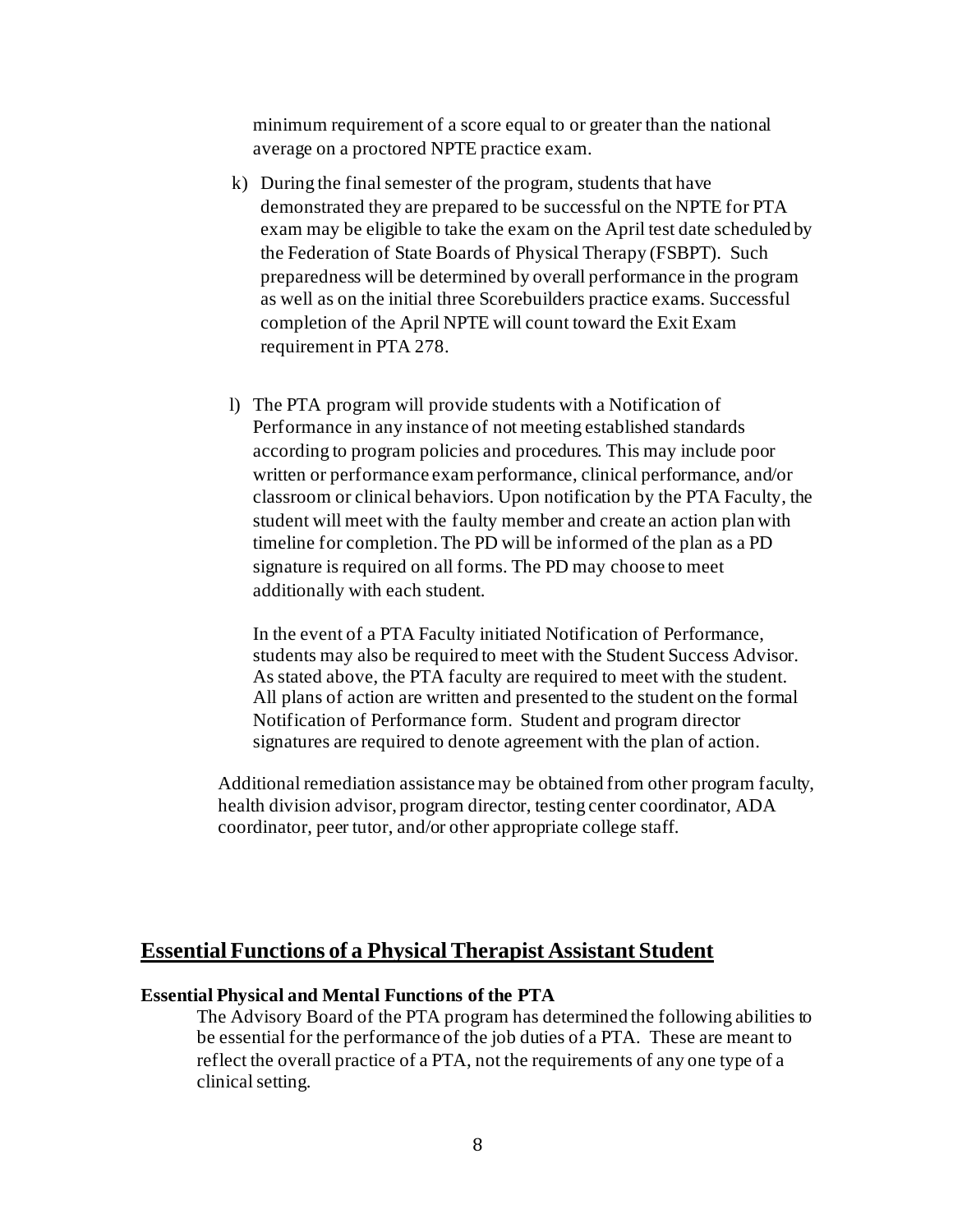minimum requirement of a score equal to or greater than the national average on a proctored NPTE practice exam.

k) During the final semester of the program, students that have demonstrated they are prepared to be successful on the NPTE for PTA exam may be eligible to take the exam on the April test date scheduled by the Federation of State Boards of Physical Therapy (FSBPT). Such preparedness will be determined by overall performance in the program as well as on the initial three Scorebuilders practice exams. Successful completion of the April NPTE will count toward the Exit Exam requirement in PTA 278.

l) The PTA program will provide students with a Notification of Performance in any instance of not meeting established standards according to program policies and procedures. This may include poor written or performance exam performance, clinical performance, and/or classroom or clinical behaviors. Upon notification by the PTA Faculty, the student will meet with the faulty member and create an action plan with timeline for completion. The PD will be informed of the plan as a PD signature is required on all forms. The PD may choose to meet additionally with each student.

   In the event of a PTA Faculty initiated Notification of Performance, students may also be required to meet with the Student Success Advisor. As stated above, the PTA faculty are required to meet with the student. All plans of action are written and presented to the student on the formal Notification of Performance form. Student and program director signatures are required to denote agreement with the plan of action.

Additional remediation assistance may be obtained from other program faculty, health division advisor, program director, testing center coordinator, ADA coordinator, peer tutor, and/or other appropriate college staff.

## Essential Functions of a Physical Therapist Assistant Student

**Essential Physical and Mental Functions of the PTA**

The Advisory Board of the PTA program has determined the following abilities to be essential for the performance of the job duties of a PTA. These are meant to reflect the overall practice of a PTA, not the requirements of any one type of a clinical setting.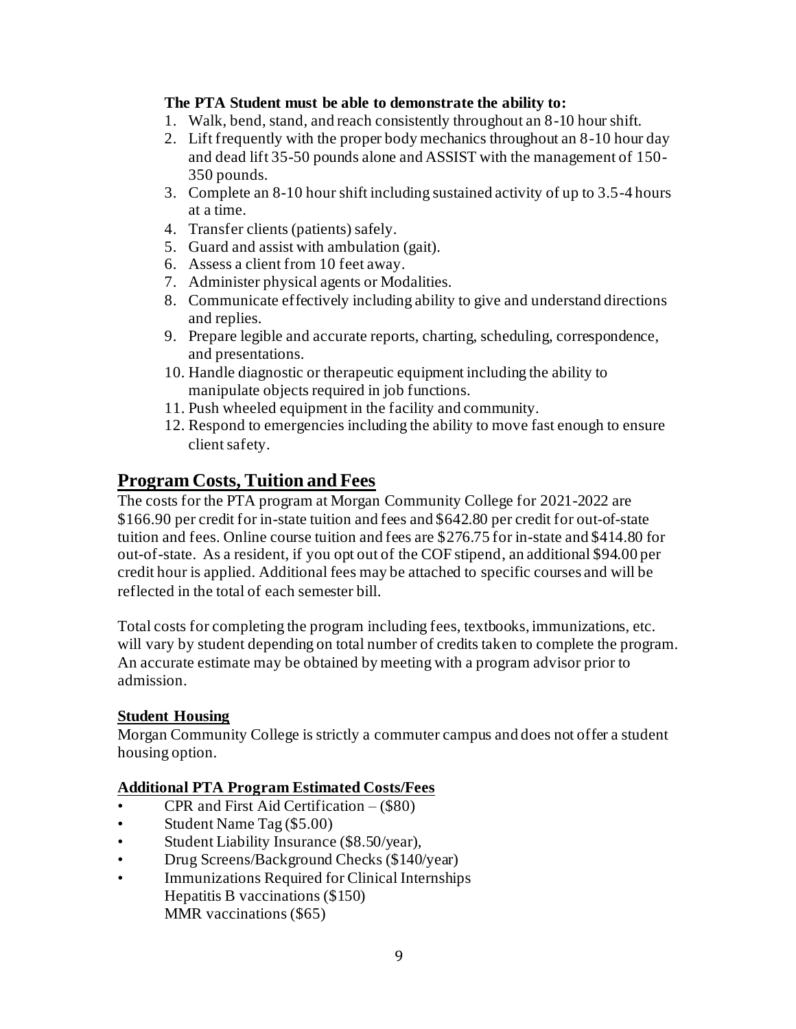**The PTA Student must be able to demonstrate the ability to:**

1. Walk, bend, stand, and reach consistently throughout an 8-10 hour shift.
2. Lift frequently with the proper body mechanics throughout an 8-10 hour day and dead lift 35-50 pounds alone and ASSIST with the management of 150-350 pounds.
3. Complete an 8-10 hour shift including sustained activity of up to 3.5-4 hours at a time.
4. Transfer clients (patients) safely.
5. Guard and assist with ambulation (gait).
6. Assess a client from 10 feet away.
7. Administer physical agents or Modalities.
8. Communicate effectively including ability to give and understand directions and replies.
9. Prepare legible and accurate reports, charting, scheduling, correspondence, and presentations.
10. Handle diagnostic or therapeutic equipment including the ability to manipulate objects required in job functions.
11. Push wheeled equipment in the facility and community.
12. Respond to emergencies including the ability to move fast enough to ensure client safety.

## Program Costs, Tuition and Fees

The costs for the PTA program at Morgan Community College for 2021-2022 are $166.90 per credit for in-state tuition and fees and $642.80 per credit for out-of-state tuition and fees. Online course tuition and fees are $276.75 for in-state and $414.80 for out-of-state. As a resident, if you opt out of the COF stipend, an additional $94.00 per credit hour is applied. Additional fees may be attached to specific courses and will be reflected in the total of each semester bill.

Total costs for completing the program including fees, textbooks, immunizations, etc. will vary by student depending on total number of credits taken to complete the program. An accurate estimate may be obtained by meeting with a program advisor prior to admission.

### Student Housing

Morgan Community College is strictly a commuter campus and does not offer a student housing option.

### Additional PTA Program Estimated Costs/Fees

- CPR and First Aid Certification – ($80)
- Student Name Tag ($5.00)
- Student Liability Insurance ($8.50/year),
- Drug Screens/Background Checks ($140/year)
- Immunizations Required for Clinical Internships
  Hepatitis B vaccinations ($150)
  MMR vaccinations ($65)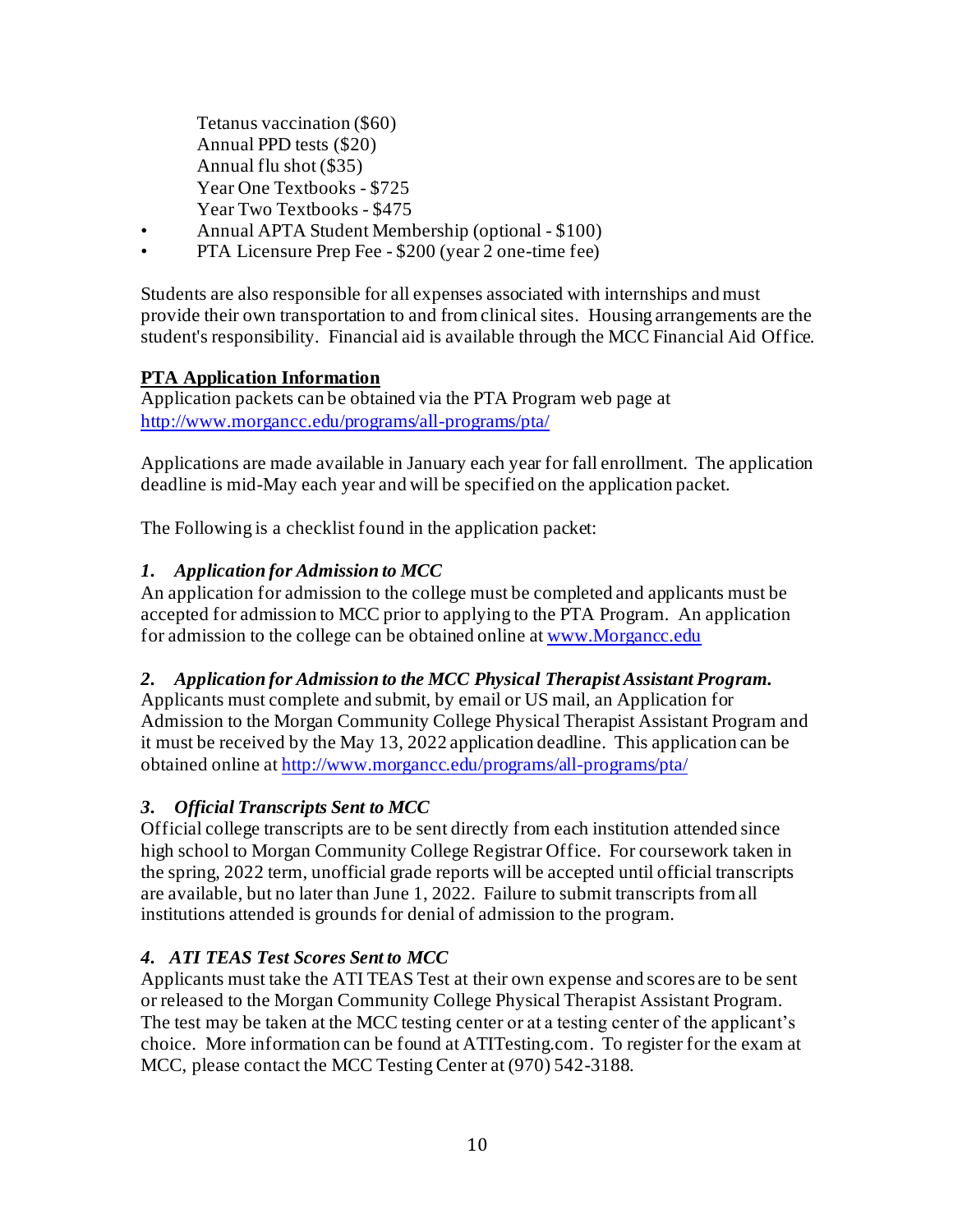Tetanus vaccination ($60)
Annual PPD tests ($20)
Annual flu shot ($35)
Year One Textbooks - $725
Year Two Textbooks - $475

- Annual APTA Student Membership (optional - $100)
- PTA Licensure Prep Fee - $200 (year 2 one-time fee)

Students are also responsible for all expenses associated with internships and must provide their own transportation to and from clinical sites. Housing arrangements are the student's responsibility. Financial aid is available through the MCC Financial Aid Office.

**PTA Application Information**

Application packets can be obtained via the PTA Program web page at [http://www.morgancc.edu/programs/all-programs/pta/](http://www.morgancc.edu/programs/all-programs/pta/)

Applications are made available in January each year for fall enrollment. The application deadline is mid-May each year and will be specified on the application packet.

The Following is a checklist found in the application packet:

***1. Application for Admission to MCC***

An application for admission to the college must be completed and applicants must be accepted for admission to MCC prior to applying to the PTA Program. An application for admission to the college can be obtained online at [www.Morgancc.edu](http://www.Morgancc.edu)

***2. Application for Admission to the MCC Physical Therapist Assistant Program.***

Applicants must complete and submit, by email or US mail, an Application for Admission to the Morgan Community College Physical Therapist Assistant Program and it must be received by the May 13, 2022 application deadline. This application can be obtained online at [http://www.morgancc.edu/programs/all-programs/pta/](http://www.morgancc.edu/programs/all-programs/pta/)

***3. Official Transcripts Sent to MCC***

Official college transcripts are to be sent directly from each institution attended since high school to Morgan Community College Registrar Office. For coursework taken in the spring, 2022 term, unofficial grade reports will be accepted until official transcripts are available, but no later than June 1, 2022. Failure to submit transcripts from all institutions attended is grounds for denial of admission to the program.

***4. ATI TEAS Test Scores Sent to MCC***

Applicants must take the ATI TEAS Test at their own expense and scores are to be sent or released to the Morgan Community College Physical Therapist Assistant Program. The test may be taken at the MCC testing center or at a testing center of the applicant's choice. More information can be found at ATITesting.com. To register for the exam at MCC, please contact the MCC Testing Center at (970) 542-3188.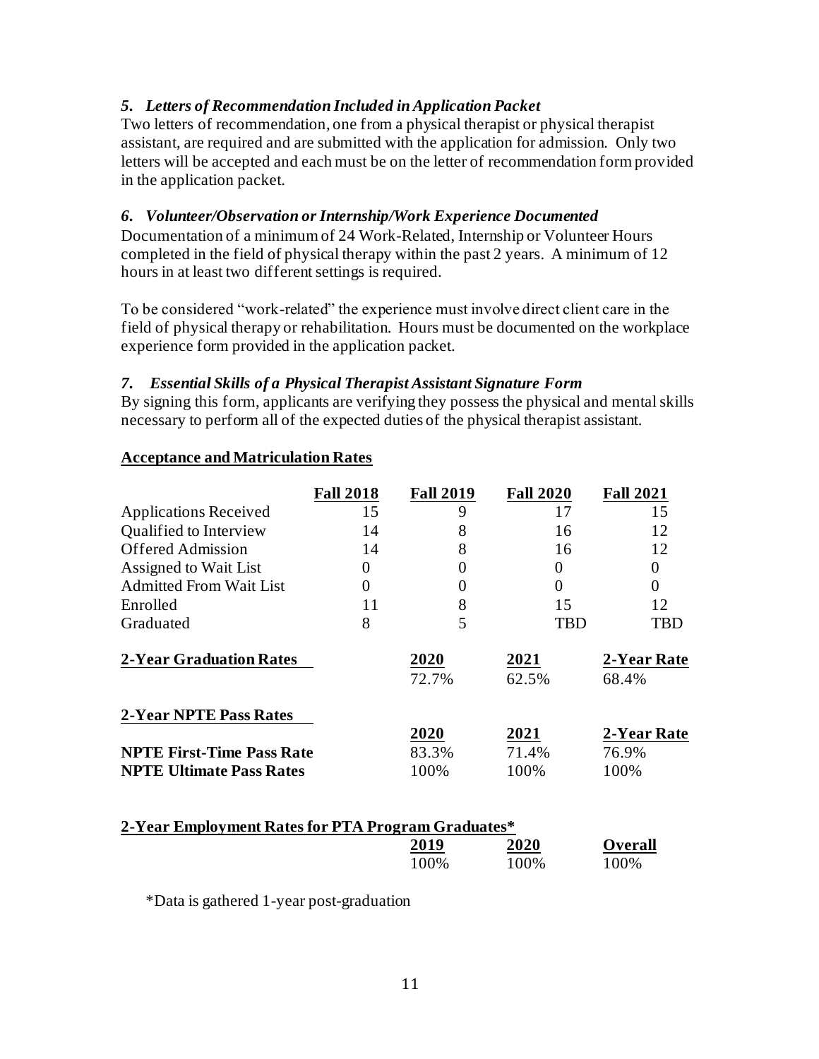### *5. Letters of Recommendation Included in Application Packet*

Two letters of recommendation, one from a physical therapist or physical therapist assistant, are required and are submitted with the application for admission. Only two letters will be accepted and each must be on the letter of recommendation form provided in the application packet.

### *6. Volunteer/Observation or Internship/Work Experience Documented*

Documentation of a minimum of 24 Work-Related, Internship or Volunteer Hours completed in the field of physical therapy within the past 2 years. A minimum of 12 hours in at least two different settings is required.

To be considered "work-related" the experience must involve direct client care in the field of physical therapy or rehabilitation. Hours must be documented on the workplace experience form provided in the application packet.

### *7. Essential Skills of a Physical Therapist Assistant Signature Form*

By signing this form, applicants are verifying they possess the physical and mental skills necessary to perform all of the expected duties of the physical therapist assistant.

## Acceptance and Matriculation Rates

| | Fall 2018 | Fall 2019 | Fall 2020 | Fall 2021 |
|---|---|---|---|---|
| Applications Received | 15 | 9 | 17 | 15 |
| Qualified to Interview | 14 | 8 | 16 | 12 |
| Offered Admission | 14 | 8 | 16 | 12 |
| Assigned to Wait List | 0 | 0 | 0 | 0 |
| Admitted From Wait List | 0 | 0 | 0 | 0 |
| Enrolled | 11 | 8 | 15 | 12 |
| Graduated | 8 | 5 | TBD | TBD |

| 2-Year Graduation Rates | 2020 | 2021 | 2-Year Rate |
|---|---|---|---|
| | 72.7% | 62.5% | 68.4% |

| 2-Year NPTE Pass Rates | 2020 | 2021 | 2-Year Rate |
|---|---|---|---|
| **NPTE First-Time Pass Rate** | 83.3% | 71.4% | 76.9% |
| **NPTE Ultimate Pass Rates** | 100% | 100% | 100% |

| 2-Year Employment Rates for PTA Program Graduates* | 2019 | 2020 | Overall |
|---|---|---|---|
| | 100% | 100% | 100% |

*Data is gathered 1-year post-graduation